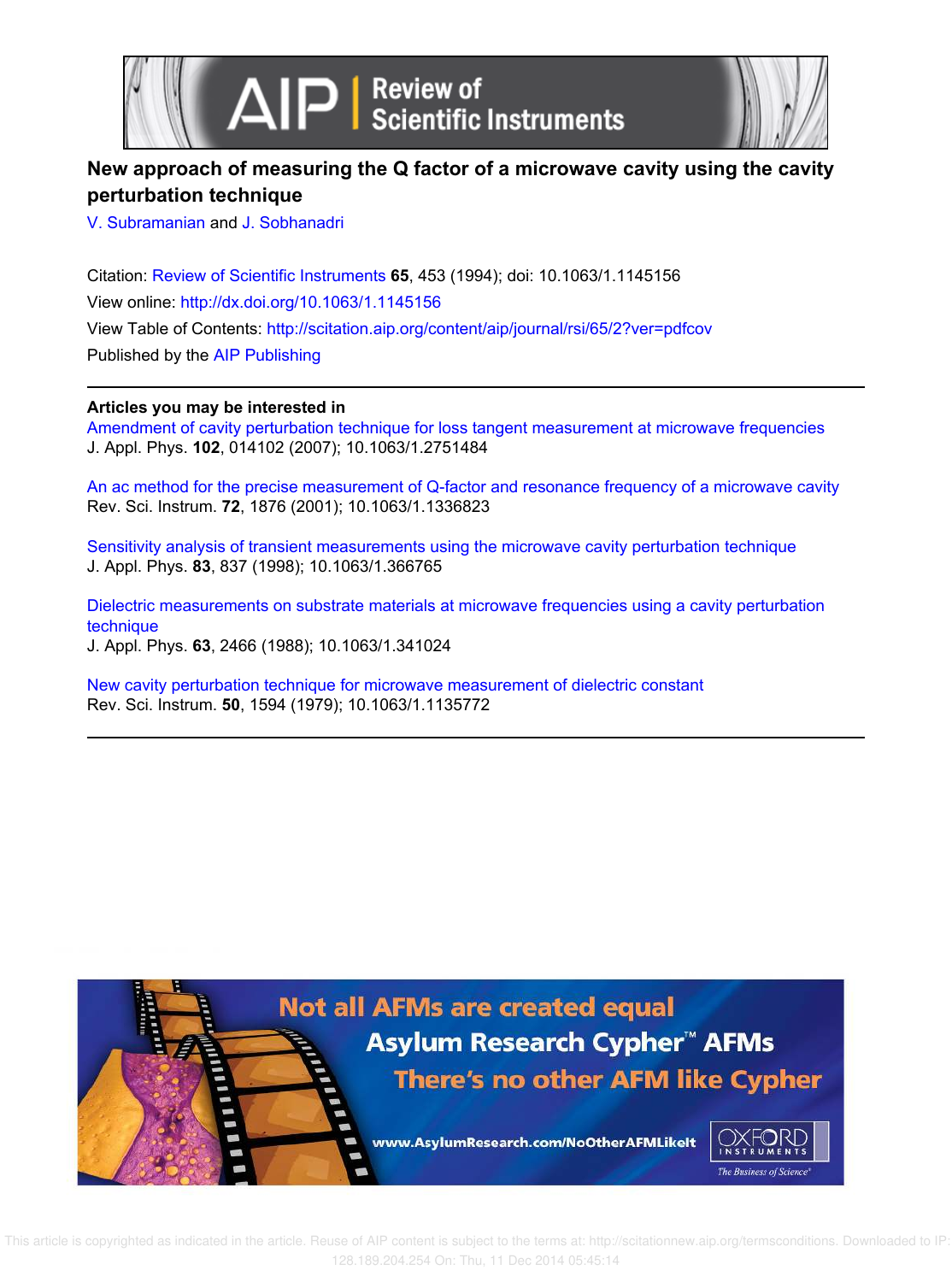# New approach of measuring the Q factor of a microwave cavity using the cavity perturbation technique

V. Subramanian and J. Sobhanadri

Citation: Review of Scientific Instruments **65**, 453 (1994); doi: 10.1063/1.1145156

View online: http://dx.doi.org/10.1063/1.1145156

View Table of Contents: http://scitation.aip.org/content/aip/journal/rsi/65/2?ver=pdfcov

Published by the AIP Publishing

## Articles you may be interested in

Amendment of cavity perturbation technique for loss tangent measurement at microwave frequencies
J. Appl. Phys. **102**, 014102 (2007); 10.1063/1.2751484

An ac method for the precise measurement of Q-factor and resonance frequency of a microwave cavity
Rev. Sci. Instrum. **72**, 1876 (2001); 10.1063/1.1336823

Sensitivity analysis of transient measurements using the microwave cavity perturbation technique
J. Appl. Phys. **83**, 837 (1998); 10.1063/1.366765

Dielectric measurements on substrate materials at microwave frequencies using a cavity perturbation technique
J. Appl. Phys. **63**, 2466 (1988); 10.1063/1.341024

New cavity perturbation technique for microwave measurement of dielectric constant
Rev. Sci. Instrum. **50**, 1594 (1979); 10.1063/1.1135772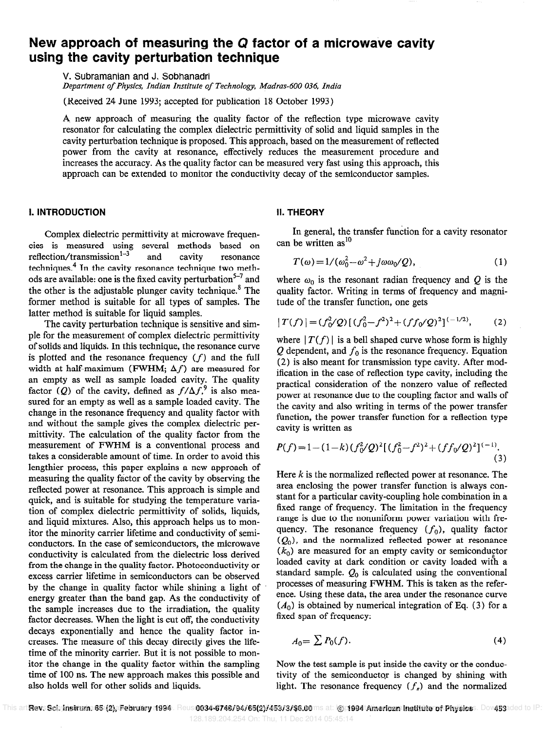# New approach of measuring the $Q$ factor of a microwave cavity using the cavity perturbation technique

V. Subramanian and J. Sobhanadri

*Department of Physics, Indian Institute of Technology, Madras-600 036, India*

(Received 24 June 1993; accepted for publication 18 October 1993)

A new approach of measuring the quality factor of the reflection type microwave cavity resonator for calculating the complex dielectric permittivity of solid and liquid samples in the cavity perturbation technique is proposed. This approach, based on the measurement of reflected power from the cavity at resonance, effectively reduces the measurement procedure and increases the accuracy. As the quality factor can be measured very fast using this approach, this approach can be extended to monitor the conductivity decay of the semiconductor samples.

## I. INTRODUCTION

Complex dielectric permittivity at microwave frequencies is measured using several methods based on reflection/transmission[1–3] and cavity resonance techniques.[4] In the cavity resonance technique two methods are available: one is the fixed cavity perturbation[5–7] and the other is the adjustable plunger cavity technique.[8] The former method is suitable for all types of samples. The latter method is suitable for liquid samples.

The cavity perturbation technique is sensitive and simple for the measurement of complex dielectric permittivity of solids and liquids. In this technique, the resonance curve is plotted and the resonance frequency ($f$) and the full width at half-maximum (FWHM; $\Delta f$) are measured for an empty as well as sample loaded cavity. The quality factor ($Q$) of the cavity, defined as $f/\Delta f$,[9] is also measured for an empty as well as a sample loaded cavity. The change in the resonance frequency and quality factor with and without the sample gives the complex dielectric permittivity. The calculation of the quality factor from the measurement of FWHM is a conventional process and takes a considerable amount of time. In order to avoid this lengthier process, this paper explains a new approach of measuring the quality factor of the cavity by observing the reflected power at resonance. This approach is simple and quick, and is suitable for studying the temperature variation of complex dielectric permittivity of solids, liquids, and liquid mixtures. Also, this approach helps us to monitor the minority carrier lifetime and conductivity of semiconductors. In the case of semiconductors, the microwave conductivity is calculated from the dielectric loss derived from the change in the quality factor. Photoconductivity or excess carrier lifetime in semiconductors can be observed by the change in quality factor while shining a light of energy greater than the band gap. As the conductivity of the sample increases due to the irradiation, the quality factor decreases. When the light is cut off, the conductivity decays exponentially and hence the quality factor increases. The measure of this decay directly gives the lifetime of the minority carrier. But it is not possible to monitor the change in the quality factor within the sampling time of 100 ns. The new approach makes this possible and also holds well for other solids and liquids.

## II. THEORY

In general, the transfer function for a cavity resonator can be written as[10]

$$T(\omega)=1/(\omega_0^2-\omega^2+j\omega\omega_0/Q), \tag{1}$$

where $\omega_0$ is the resonant radian frequency and $Q$ is the quality factor. Writing in terms of frequency and magnitude of the transfer function, one gets

$$|T(f)|=(f_0^2/Q)[(f_0^2-f^2)^2+(ff_0/Q)^2]^{(-1/2)}, \tag{2}$$

where $|T(f)|$ is a bell shaped curve whose form is highly $Q$ dependent, and $f_0$ is the resonance frequency. Equation (2) is also meant for transmission type cavity. After modification in the case of reflection type cavity, including the practical consideration of the nonzero value of reflected power at resonance due to the coupling factor and walls of the cavity and also writing in terms of the power transfer function, the power transfer function for a reflection type cavity is written as

$$P(f)=1-(1-k)(f_0^2/Q)^2[(f_0^2-f^2)^2+(ff_0/Q)^2]^{(-1)}. \tag{3}$$

Here $k$ is the normalized reflected power at resonance. The area enclosing the power transfer function is always constant for a particular cavity-coupling hole combination in a fixed range of frequency. The limitation in the frequency range is due to the nonuniform power variation with frequency. The resonance frequency ($f_0$), quality factor ($Q_0$), and the normalized reflected power at resonance ($k_0$) are measured for an empty cavity or semiconductor loaded cavity at dark condition or cavity loaded with a standard sample. $Q_0$ is calculated using the conventional processes of measuring FWHM. This is taken as the reference. Using these data, the area under the resonance curve ($A_0$) is obtained by numerical integration of Eq. (3) for a fixed span of frequency:

$$A_0=\sum P_0(f). \tag{4}$$

Now the test sample is put inside the cavity or the conductivity of the semiconductor is changed by shining with light. The resonance frequency ($f_s$) and the normalized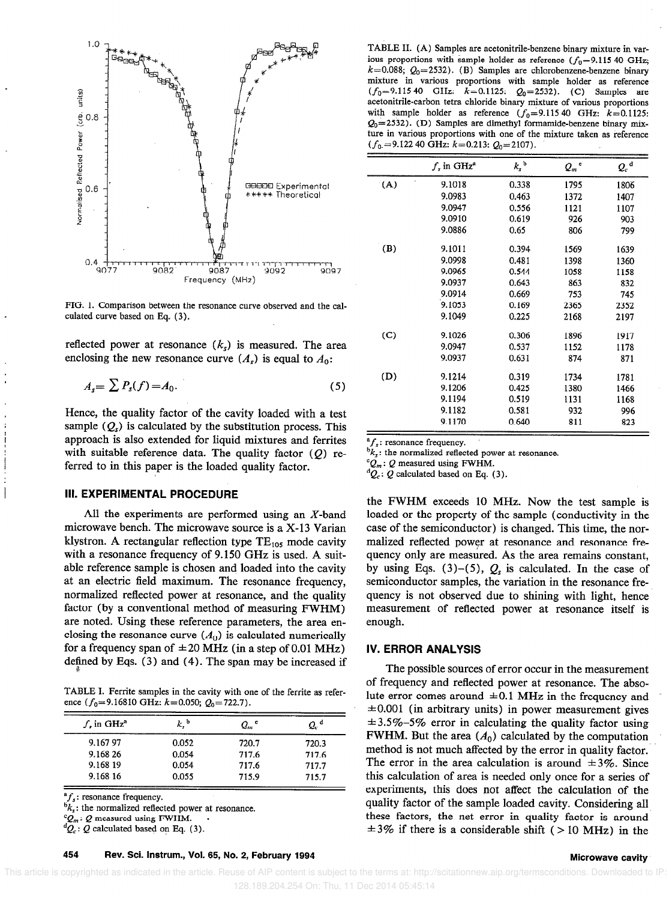FIG. 1. Comparison between the resonance curve observed and the calculated curve based on Eq. (3).

reflected power at resonance ($k_s$) is measured. The area enclosing the new resonance curve ($A_s$) is equal to $A_0$:

$$A_s = \sum P_s(f) = A_0. \tag{5}$$

Hence, the quality factor of the cavity loaded with a test sample ($Q_s$) is calculated by the substitution process. This approach is also extended for liquid mixtures and ferrites with suitable reference data. The quality factor ($Q$) referred to in this paper is the loaded quality factor.

## III. EXPERIMENTAL PROCEDURE

All the experiments are performed using an $X$-band microwave bench. The microwave source is a X-13 Varian klystron. A rectangular reflection type $TE_{105}$ mode cavity with a resonance frequency of 9.150 GHz is used. A suitable reference sample is chosen and loaded into the cavity at an electric field maximum. The resonance frequency, normalized reflected power at resonance, and the quality factor (by a conventional method of measuring FWHM) are noted. Using these reference parameters, the area enclosing the resonance curve ($A_0$) is calculated numerically for a frequency span of $\pm 20$ MHz (in a step of 0.01 MHz) defined by Eqs. (3) and (4). The span may be increased if the FWHM exceeds 10 MHz. Now the test sample is loaded or the property of the sample (conductivity in the case of the semiconductor) is changed. This time, the normalized reflected power at resonance and resonance frequency only are measured. As the area remains constant, by using Eqs. (3)–(5), $Q_s$ is calculated. In the case of semiconductor samples, the variation in the resonance frequency is not observed due to shining with light, hence measurement of reflected power at resonance itself is enough.

TABLE I. Ferrite samples in the cavity with one of the ferrite as reference ($f_0$=9.16810 GHz: $k$=0.050; $Q_0$=722.7).

| $f_s$ in GHz[a] | $k_s$[b] | $Q_m$[c] | $Q_c$[d] |
|---|---|---|---|
| 9.167 97 | 0.052 | 720.7 | 720.3 |
| 9.168 26 | 0.054 | 717.6 | 717.6 |
| 9.168 19 | 0.054 | 717.6 | 717.7 |
| 9.168 16 | 0.055 | 715.9 | 715.7 |

[a]$f_s$: resonance frequency.
[b]$k_s$: the normalized reflected power at resonance.
[c]$Q_m$: $Q$ measured using FWHM.
[d]$Q_c$: $Q$ calculated based on Eq. (3).

TABLE II. (A) Samples are acetonitrile-benzene binary mixture in various proportions with sample holder as reference ($f_0$=9.115 40 GHz; $k$=0.088; $Q_0$=2532). (B) Samples are chlorobenzene-benzene binary mixture in various proportions with sample holder as reference ($f_0$=9.115 40 GHz: $k$=0.1125; $Q_0$=2532). (C) Samples are acetonitrile-carbon tetra chloride binary mixture of various proportions with sample holder as reference ($f_0$=9.115 40 GHz: $k$=0.1125: $Q_0$=2532). (D) Samples are dimethyl formamide-benzene binary mixture in various proportions with one of the mixture taken as reference ($f_0$=9.122 40 GHz: $k$=0.213: $Q_0$=2107).

| | $f_s$ in GHz[a] | $k_s$[b] | $Q_m$[c] | $Q_c$[d] |
|---|---|---|---|---|
| (A) | 9.1018 | 0.338 | 1795 | 1806 |
| | 9.0983 | 0.463 | 1372 | 1407 |
| | 9.0947 | 0.556 | 1121 | 1107 |
| | 9.0910 | 0.619 | 926 | 903 |
| | 9.0886 | 0.65 | 806 | 799 |
| (B) | 9.1011 | 0.394 | 1569 | 1639 |
| | 9.0998 | 0.481 | 1398 | 1360 |
| | 9.0965 | 0.544 | 1058 | 1158 |
| | 9.0937 | 0.643 | 863 | 832 |
| | 9.0914 | 0.669 | 753 | 745 |
| | 9.1053 | 0.169 | 2365 | 2352 |
| | 9.1049 | 0.225 | 2168 | 2197 |
| (C) | 9.1026 | 0.306 | 1896 | 1917 |
| | 9.0947 | 0.537 | 1152 | 1178 |
| | 9.0937 | 0.631 | 874 | 871 |
| (D) | 9.1214 | 0.319 | 1734 | 1781 |
| | 9.1206 | 0.425 | 1380 | 1466 |
| | 9.1194 | 0.519 | 1131 | 1168 |
| | 9.1182 | 0.581 | 932 | 996 |
| | 9.1170 | 0.640 | 811 | 823 |

[a]$f_s$: resonance frequency.
[b]$k_s$: the normalized reflected power at resonance.
[c]$Q_m$: $Q$ measured using FWHM.
[d]$Q_c$: $Q$ calculated based on Eq. (3).

## IV. ERROR ANALYSIS

The possible sources of error occur in the measurement of frequency and reflected power at resonance. The absolute error comes around $\pm 0.1$ MHz in the frequency and $\pm 0.001$ (in arbitrary units) in power measurement gives $\pm 3.5\%$–$5\%$ error in calculating the quality factor using FWHM. But the area ($A_0$) calculated by the computation method is not much affected by the error in quality factor. The error in the area calculation is around $\pm 3\%$. Since this calculation of area is needed only once for a series of experiments, this does not affect the calculation of the quality factor of the sample loaded cavity. Considering all these factors, the net error in quality factor is around $\pm 3\%$ if there is a considerable shift ($>10$ MHz) in the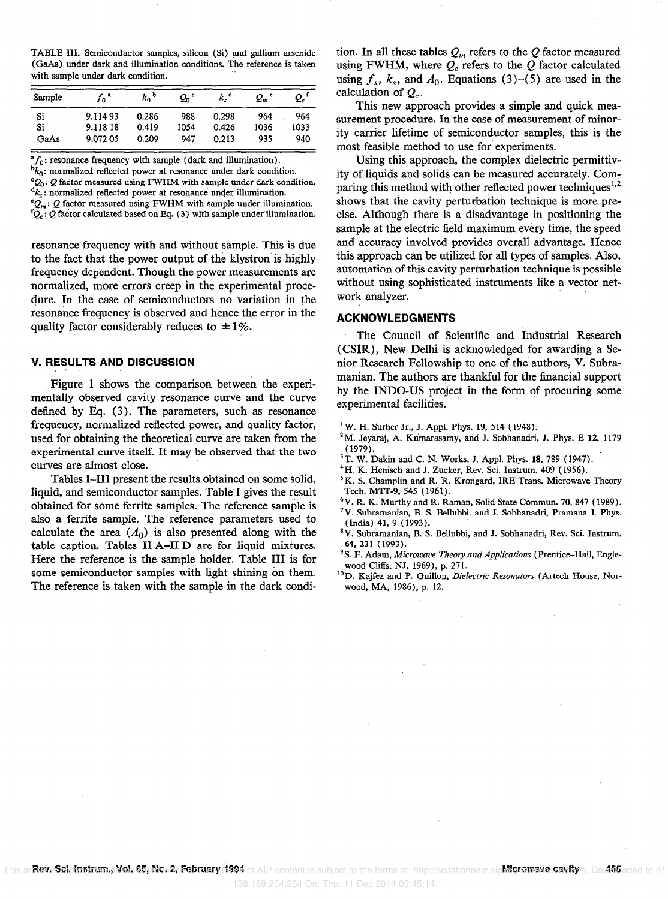TABLE III. Semiconductor samples, silicon (Si) and gallium arsenide (GaAs) under dark and illumination conditions. The reference is taken with sample under dark condition.

| Sample | $f_0$[a] | $k_0$[b] | $Q_0$[c] | $k_s$[d] | $Q_m$[e] | $Q_c$[f] |
|---|---|---|---|---|---|---|
| Si | 9.114 93 | 0.286 | 988 | 0.298 | 964 | 964 |
| Si | 9.118 18 | 0.419 | 1054 | 0.426 | 1036 | 1033 |
| GaAs | 9.072 05 | 0.209 | 947 | 0.213 | 935 | 940 |

[a]$f_0$: resonance frequency with sample (dark and illumination).
[b]$k_0$: normalized reflected power at resonance under dark condition.
[c]$Q_0$: $Q$ factor measured using FWHM with sample under dark condition.
[d]$k_s$: normalized reflected power at resonance under illumination.
[e]$Q_m$: $Q$ factor measured using FWHM with sample under illumination.
[f]$Q_c$: $Q$ factor calculated based on Eq. (3) with sample under illumination.

resonance frequency with and without sample. This is due to the fact that the power output of the klystron is highly frequency dependent. Though the power measurements are normalized, more errors creep in the experimental procedure. In the case of semiconductors no variation in the resonance frequency is observed and hence the error in the quality factor considerably reduces to $\pm 1\%$.

## V. RESULTS AND DISCUSSION

Figure 1 shows the comparison between the experimentally observed cavity resonance curve and the curve defined by Eq. (3). The parameters, such as resonance frequency, normalized reflected power, and quality factor, used for obtaining the theoretical curve are taken from the experimental curve itself. It may be observed that the two curves are almost close.

Tables I–III present the results obtained on some solid, liquid, and semiconductor samples. Table I gives the result obtained for some ferrite samples. The reference sample is also a ferrite sample. The reference parameters used to calculate the area ($A_0$) is also presented along with the table caption. Tables II A–II D are for liquid mixtures. Here the reference is the sample holder. Table III is for some semiconductor samples with light shining on them. The reference is taken with the sample in the dark condition. In all these tables $Q_m$ refers to the $Q$ factor measured using FWHM, where $Q_c$ refers to the $Q$ factor calculated using $f_s$, $k_s$, and $A_0$. Equations (3)–(5) are used in the calculation of $Q_c$.

This new approach provides a simple and quick measurement procedure. In the case of measurement of minority carrier lifetime of semiconductor samples, this is the most feasible method to use for experiments.

Using this approach, the complex dielectric permittivity of liquids and solids can be measured accurately. Comparing this method with other reflected power techniques[1,2] shows that the cavity perturbation technique is more precise. Although there is a disadvantage in positioning the sample at the electric field maximum every time, the speed and accuracy involved provides overall advantage. Hence this approach can be utilized for all types of samples. Also, automation of this cavity perturbation technique is possible without using sophisticated instruments like a vector network analyzer.

## ACKNOWLEDGMENTS

The Council of Scientific and Industrial Research (CSIR), New Delhi is acknowledged for awarding a Senior Research Fellowship to one of the authors, V. Subramanian. The authors are thankful for the financial support by the INDO-US project in the form of procuring some experimental facilities.

[1] W. H. Surber Jr., J. Appl. Phys. **19**, 514 (1948).
[2] M. Jeyaraj, A. Kumarasamy, and J. Sobhanadri, J. Phys. E **12**, 1179 (1979).
[3] T. W. Dakin and C. N. Works, J. Appl. Phys. **18**, 789 (1947).
[4] H. K. Henisch and J. Zucker, Rev. Sci. Instrum. 409 (1956).
[5] K. S. Champlin and R. R. Krongard, IRE Trans. Microwave Theory Tech. **MTT-9**, 545 (1961).
[6] V. R. K. Murthy and R. Raman, Solid State Commun. **70**, 847 (1989).
[7] V. Subramanian, B. S. Bellubbi, and J. Sobhanadri, Pramana J. Phys. (India) **41**, 9 (1993).
[8] V. Subramanian, B. S. Bellubbi, and J. Sobhanadri, Rev. Sci. Instrum. **64**, 231 (1993).
[9] S. F. Adam, *Microwave Theory and Applications* (Prentice–Hall, Englewood Cliffs, NJ, 1969), p. 271.
[10] D. Kajfez and P. Guillon, *Dielectric Resonators* (Artech House, Norwood, MA, 1986), p. 12.